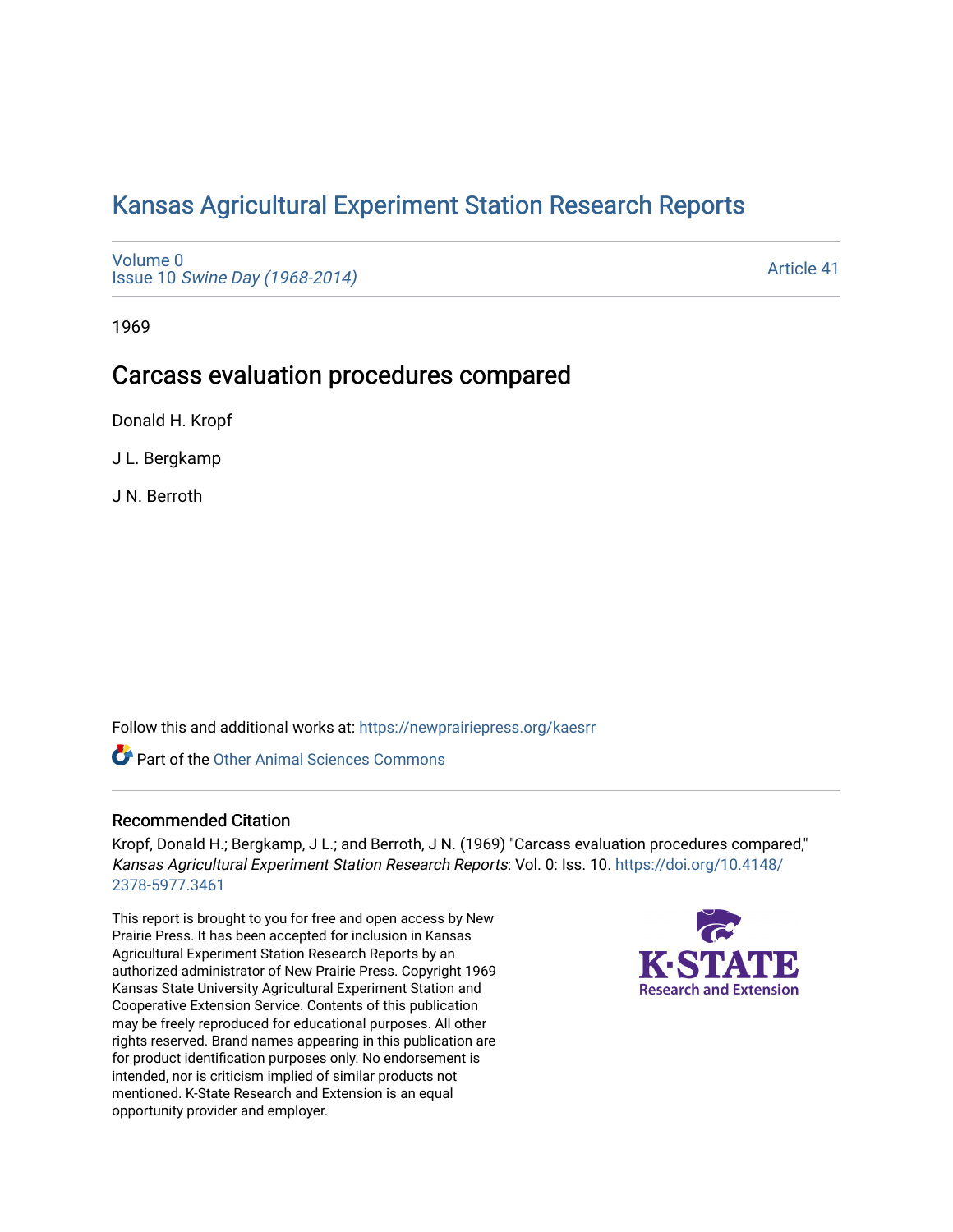# Kansas Agricultural Experiment Station Research Reports

Volume 0
Issue 10 *Swine Day (1968-2014)*

Article 41

1969

## Carcass evaluation procedures compared

Donald H. Kropf

J L. Bergkamp

J N. Berroth

Follow this and additional works at: https://newprairiepress.org/kaesrr

Part of the Other Animal Sciences Commons

### Recommended Citation

Kropf, Donald H.; Bergkamp, J L.; and Berroth, J N. (1969) "Carcass evaluation procedures compared," *Kansas Agricultural Experiment Station Research Reports*: Vol. 0: Iss. 10. https://doi.org/10.4148/2378-5977.3461

This report is brought to you for free and open access by New Prairie Press. It has been accepted for inclusion in Kansas Agricultural Experiment Station Research Reports by an authorized administrator of New Prairie Press. Copyright 1969 Kansas State University Agricultural Experiment Station and Cooperative Extension Service. Contents of this publication may be freely reproduced for educational purposes. All other rights reserved. Brand names appearing in this publication are for product identification purposes only. No endorsement is intended, nor is criticism implied of similar products not mentioned. K-State Research and Extension is an equal opportunity provider and employer.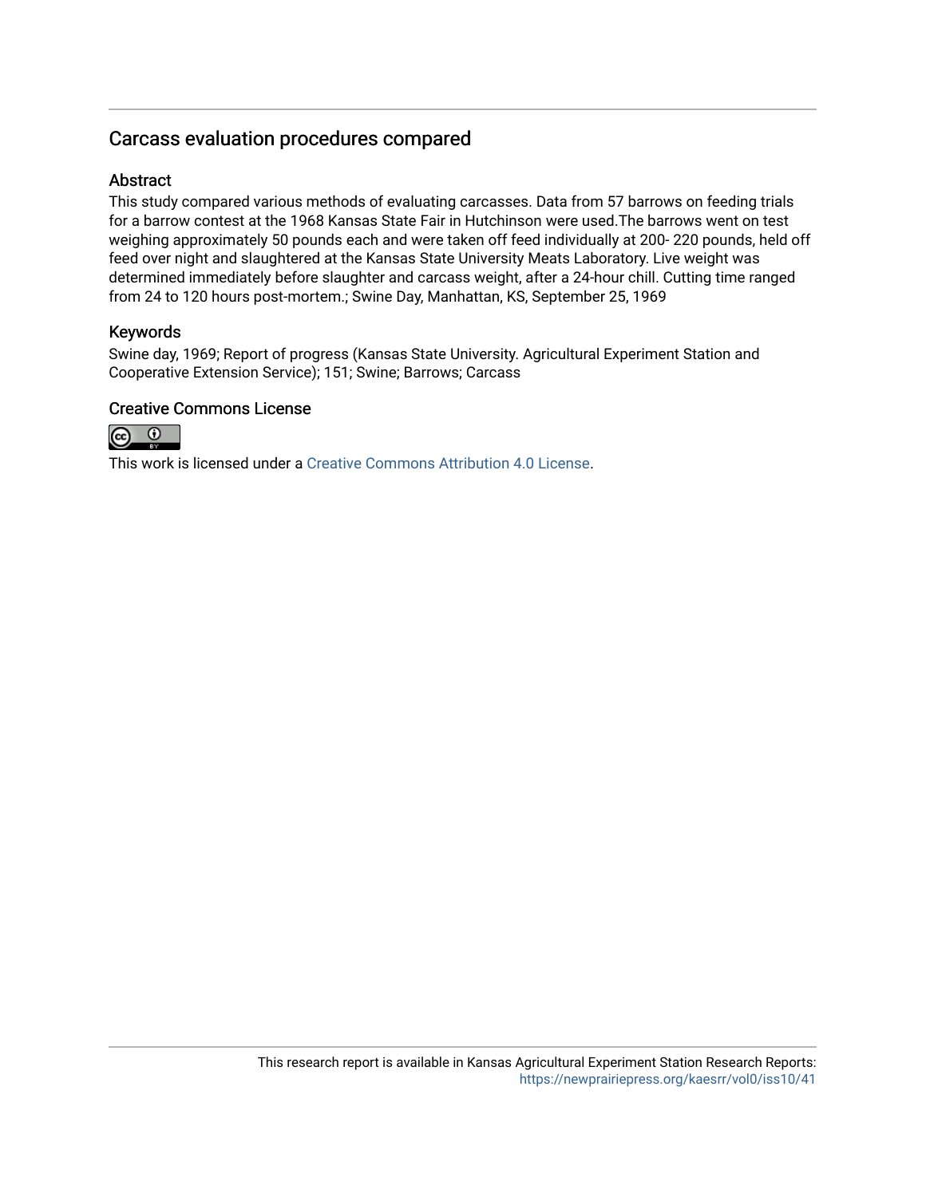## Carcass evaluation procedures compared

### Abstract

This study compared various methods of evaluating carcasses. Data from 57 barrows on feeding trials for a barrow contest at the 1968 Kansas State Fair in Hutchinson were used.The barrows went on test weighing approximately 50 pounds each and were taken off feed individually at 200- 220 pounds, held off feed over night and slaughtered at the Kansas State University Meats Laboratory. Live weight was determined immediately before slaughter and carcass weight, after a 24-hour chill. Cutting time ranged from 24 to 120 hours post-mortem.; Swine Day, Manhattan, KS, September 25, 1969

### Keywords

Swine day, 1969; Report of progress (Kansas State University. Agricultural Experiment Station and Cooperative Extension Service); 151; Swine; Barrows; Carcass

### Creative Commons License

This work is licensed under a Creative Commons Attribution 4.0 License.

This research report is available in Kansas Agricultural Experiment Station Research Reports: https://newprairiepress.org/kaesrr/vol0/iss10/41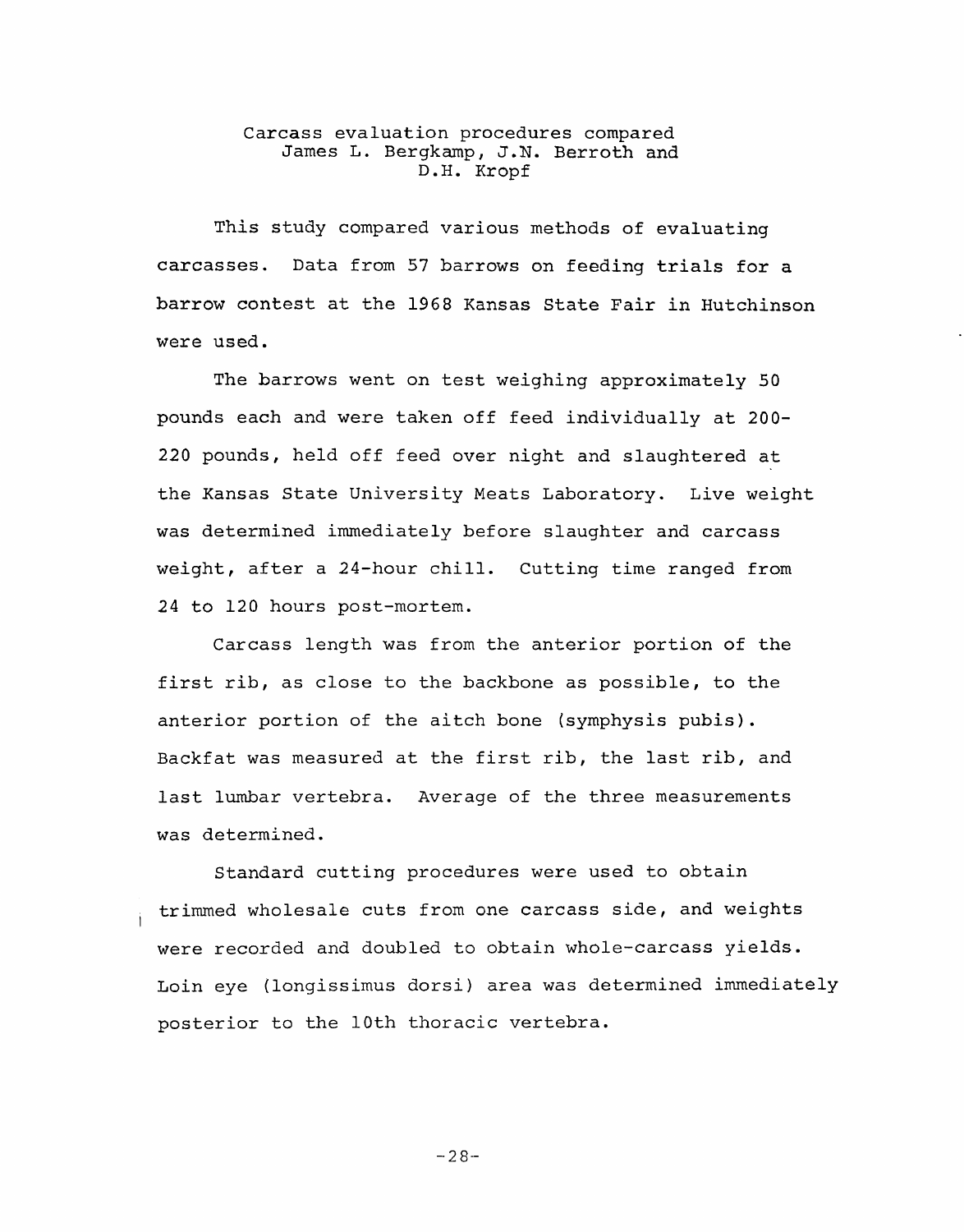## Carcass evaluation procedures compared

James L. Bergkamp, J.N. Berroth and D.H. Kropf

This study compared various methods of evaluating carcasses. Data from 57 barrows on feeding trials for a barrow contest at the 1968 Kansas State Fair in Hutchinson were used.

The barrows went on test weighing approximately 50 pounds each and were taken off feed individually at 200-220 pounds, held off feed over night and slaughtered at the Kansas State University Meats Laboratory. Live weight was determined immediately before slaughter and carcass weight, after a 24-hour chill. Cutting time ranged from 24 to 120 hours post-mortem.

Carcass length was from the anterior portion of the first rib, as close to the backbone as possible, to the anterior portion of the aitch bone (symphysis pubis). Backfat was measured at the first rib, the last rib, and last lumbar vertebra. Average of the three measurements was determined.

Standard cutting procedures were used to obtain trimmed wholesale cuts from one carcass side, and weights were recorded and doubled to obtain whole-carcass yields. Loin eye (longissimus dorsi) area was determined immediately posterior to the 10th thoracic vertebra.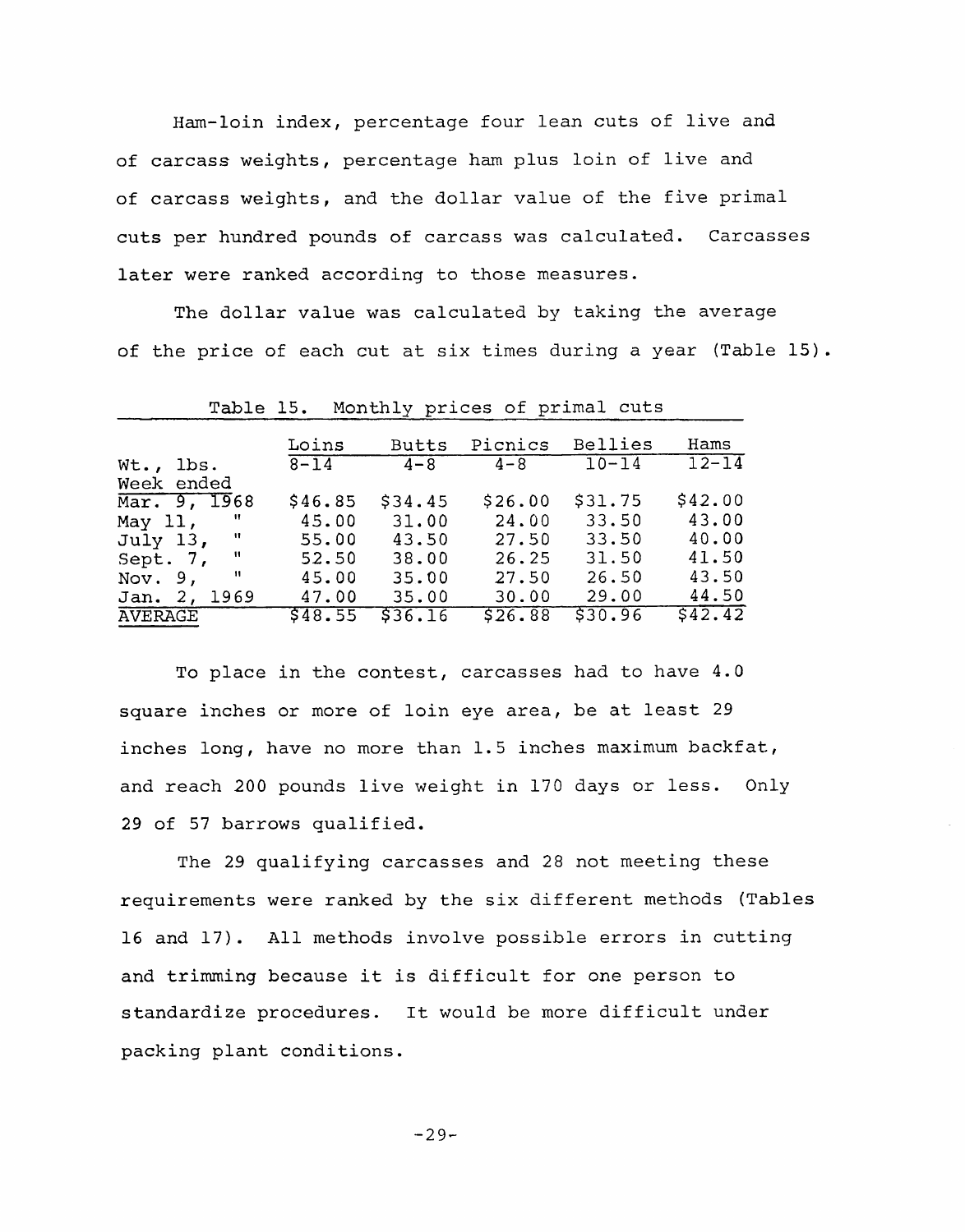Ham-loin index, percentage four lean cuts of live and of carcass weights, percentage ham plus loin of live and of carcass weights, and the dollar value of the five primal cuts per hundred pounds of carcass was calculated. Carcasses later were ranked according to those measures.

The dollar value was calculated by taking the average of the price of each cut at six times during a year (Table 15).

Table 15. Monthly prices of primal cuts

| | Loins | Butts | Picnics | Bellies | Hams |
|---|---|---|---|---|---|
| Wt., lbs. | 8-14 | 4-8 | 4-8 | 10-14 | 12-14 |
| Week ended | | | | | |
| Mar. 9, 1968 | $46.85 | $34.45 | $26.00 | $31.75 | $42.00 |
| May 11, " | 45.00 | 31.00 | 24.00 | 33.50 | 43.00 |
| July 13, " | 55.00 | 43.50 | 27.50 | 33.50 | 40.00 |
| Sept. 7, " | 52.50 | 38.00 | 26.25 | 31.50 | 41.50 |
| Nov. 9, " | 45.00 | 35.00 | 27.50 | 26.50 | 43.50 |
| Jan. 2, 1969 | 47.00 | 35.00 | 30.00 | 29.00 | 44.50 |
| AVERAGE | $48.55 | $36.16 | $26.88 | $30.96 | $42.42 |

To place in the contest, carcasses had to have 4.0 square inches or more of loin eye area, be at least 29 inches long, have no more than 1.5 inches maximum backfat, and reach 200 pounds live weight in 170 days or less. Only 29 of 57 barrows qualified.

The 29 qualifying carcasses and 28 not meeting these requirements were ranked by the six different methods (Tables 16 and 17). All methods involve possible errors in cutting and trimming because it is difficult for one person to standardize procedures. It would be more difficult under packing plant conditions.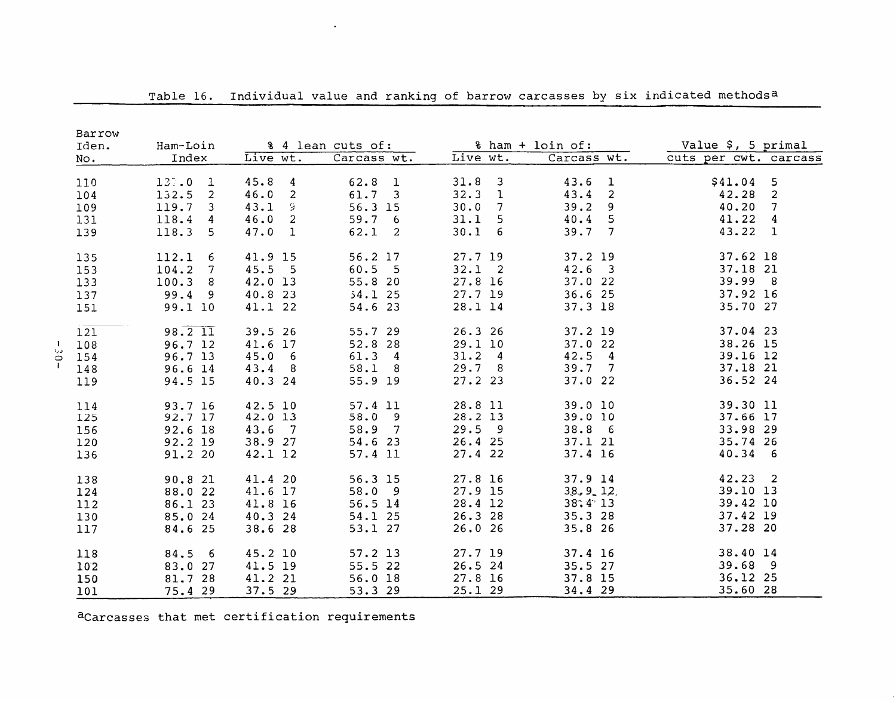Table 16. Individual value and ranking of barrow carcasses by six indicated methods[a]

| Barrow Iden. No. | Ham-Loin Index | | % 4 lean cuts of: Live wt. | | % 4 lean cuts of: Carcass wt. | | % ham + loin of: Live wt. | | % ham + loin of: Carcass wt. | | Value $, 5 primal cuts per cwt. carcass | |
|---|---|---|---|---|---|---|---|---|---|---|---|---|
| 110 | 137.0 | 1 | 45.8 | 4 | 62.8 | 1 | 31.8 | 3 | 43.6 | 1 | $41.04 | 5 |
| 104 | 132.5 | 2 | 46.0 | 2 | 61.7 | 3 | 32.3 | 1 | 43.4 | 2 | 42.28 | 2 |
| 109 | 119.7 | 3 | 43.1 | 9 | 56.3 | 15 | 30.0 | 7 | 39.2 | 9 | 40.20 | 7 |
| 131 | 118.4 | 4 | 46.0 | 2 | 59.7 | 6 | 31.1 | 5 | 40.4 | 5 | 41.22 | 4 |
| 139 | 118.3 | 5 | 47.0 | 1 | 62.1 | 2 | 30.1 | 6 | 39.7 | 7 | 43.22 | 1 |
| 135 | 112.1 | 6 | 41.9 | 15 | 56.2 | 17 | 27.7 | 19 | 37.2 | 19 | 37.62 | 18 |
| 153 | 104.2 | 7 | 45.5 | 5 | 60.5 | 5 | 32.1 | 2 | 42.6 | 3 | 37.18 | 21 |
| 133 | 100.3 | 8 | 42.0 | 13 | 55.8 | 20 | 27.8 | 16 | 37.0 | 22 | 39.99 | 8 |
| 137 | 99.4 | 9 | 40.8 | 23 | 54.1 | 25 | 27.7 | 19 | 36.6 | 25 | 37.92 | 16 |
| 151 | 99.1 | 10 | 41.1 | 22 | 54.6 | 23 | 28.1 | 14 | 37.3 | 18 | 35.70 | 27 |
| 121 | 98.2 | 11 | 39.5 | 26 | 55.7 | 29 | 26.3 | 26 | 37.2 | 19 | 37.04 | 23 |
| 108 | 96.7 | 12 | 41.6 | 17 | 52.8 | 28 | 29.1 | 10 | 37.0 | 22 | 38.26 | 15 |
| 154 | 96.7 | 13 | 45.0 | 6 | 61.3 | 4 | 31.2 | 4 | 42.5 | 4 | 39.16 | 12 |
| 148 | 96.6 | 14 | 43.4 | 8 | 58.1 | 8 | 29.7 | 8 | 39.7 | 7 | 37.18 | 21 |
| 119 | 94.5 | 15 | 40.3 | 24 | 55.9 | 19 | 27.2 | 23 | 37.0 | 22 | 36.52 | 24 |
| 114 | 93.7 | 16 | 42.5 | 10 | 57.4 | 11 | 28.8 | 11 | 39.0 | 10 | 39.30 | 11 |
| 125 | 92.7 | 17 | 42.0 | 13 | 58.0 | 9 | 28.2 | 13 | 39.0 | 10 | 37.66 | 17 |
| 156 | 92.6 | 18 | 43.6 | 7 | 58.9 | 7 | 29.5 | 9 | 38.8 | 6 | 33.98 | 29 |
| 120 | 92.2 | 19 | 38.9 | 27 | 54.6 | 23 | 26.4 | 25 | 37.1 | 21 | 35.74 | 26 |
| 136 | 91.2 | 20 | 42.1 | 12 | 57.4 | 11 | 27.4 | 22 | 37.4 | 16 | 40.34 | 6 |
| 138 | 90.8 | 21 | 41.4 | 20 | 56.3 | 15 | 27.8 | 16 | 37.9 | 14 | 42.23 | 2 |
| 124 | 88.0 | 22 | 41.6 | 17 | 58.0 | 9 | 27.9 | 15 | 38.9 | 12 | 39.10 | 13 |
| 112 | 86.1 | 23 | 41.8 | 16 | 56.5 | 14 | 28.4 | 12 | 38.4 | 13 | 39.42 | 10 |
| 130 | 85.0 | 24 | 40.3 | 24 | 54.1 | 25 | 26.3 | 28 | 35.3 | 28 | 37.42 | 19 |
| 117 | 84.6 | 25 | 38.6 | 28 | 53.1 | 27 | 26.0 | 26 | 35.8 | 26 | 37.28 | 20 |
| 118 | 84.5 | 6 | 45.2 | 10 | 57.2 | 13 | 27.7 | 19 | 37.4 | 16 | 38.40 | 14 |
| 102 | 83.0 | 27 | 41.5 | 19 | 55.5 | 22 | 26.5 | 24 | 35.5 | 27 | 39.68 | 9 |
| 150 | 81.7 | 28 | 41.2 | 21 | 56.0 | 18 | 27.8 | 16 | 37.8 | 15 | 36.12 | 25 |
| 101 | 75.4 | 29 | 37.5 | 29 | 53.3 | 29 | 25.1 | 29 | 34.4 | 29 | 35.60 | 28 |

[a]Carcasses that met certification requirements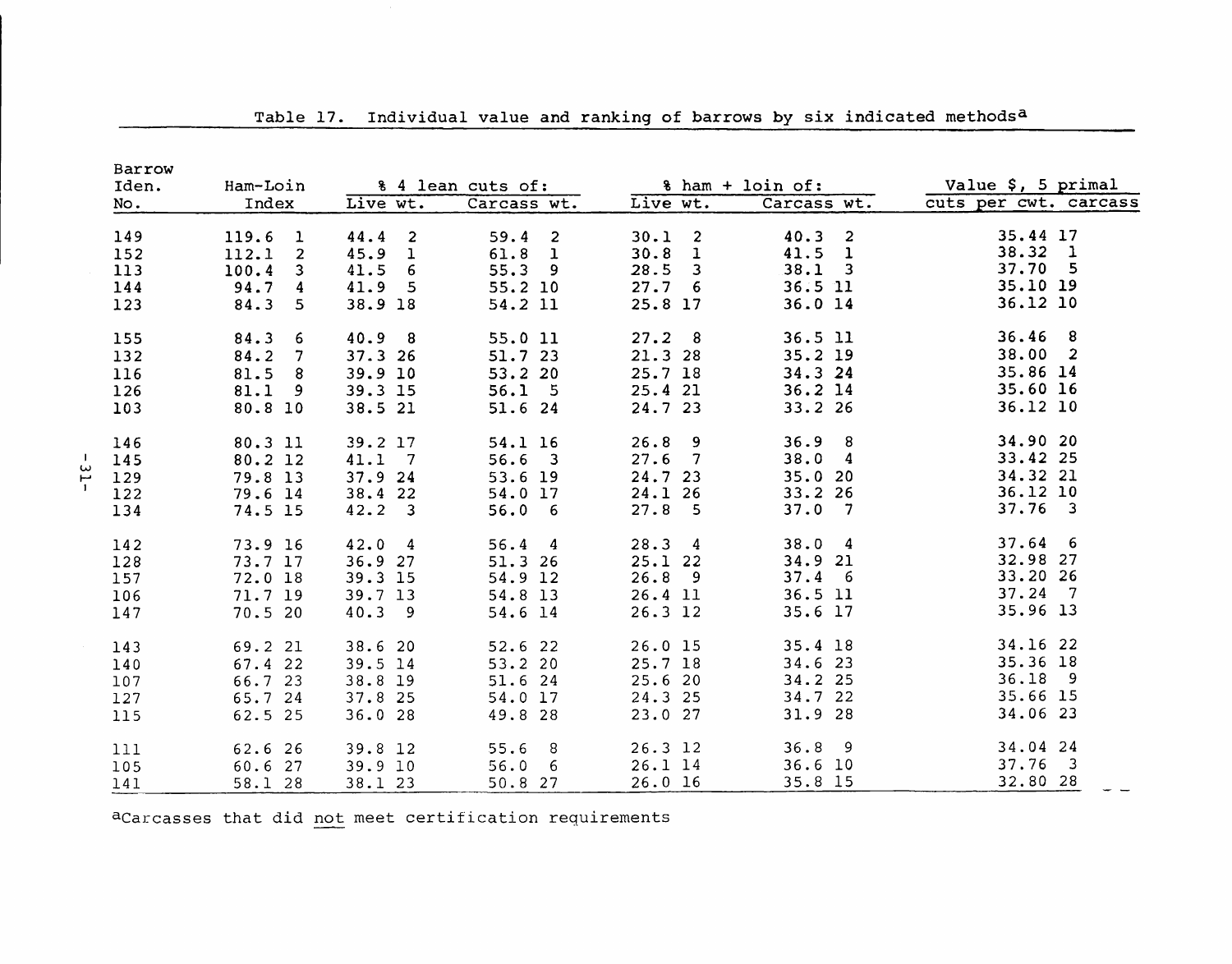Table 17. Individual value and ranking of barrows by six indicated methods[a]

| Barrow Iden. No. | Ham-Loin Index | % 4 lean cuts of: | | % ham + loin of: | | Value $, 5 primal cuts per cwt. carcass |
|---|---|---|---|---|---|---|
| | | Live wt. | Carcass wt. | Live wt. | Carcass wt. | |
| 149 | 119.6 1 | 44.4 2 | 59.4 2 | 30.1 2 | 40.3 2 | 35.44 17 |
| 152 | 112.1 2 | 45.9 1 | 61.8 1 | 30.8 1 | 41.5 1 | 38.32 1 |
| 113 | 100.4 3 | 41.5 6 | 55.3 9 | 28.5 3 | 38.1 3 | 37.70 5 |
| 144 | 94.7 4 | 41.9 5 | 55.2 10 | 27.7 6 | 36.5 11 | 35.10 19 |
| 123 | 84.3 5 | 38.9 18 | 54.2 11 | 25.8 17 | 36.0 14 | 36.12 10 |
| 155 | 84.3 6 | 40.9 8 | 55.0 11 | 27.2 8 | 36.5 11 | 36.46 8 |
| 132 | 84.2 7 | 37.3 26 | 51.7 23 | 21.3 28 | 35.2 19 | 38.00 2 |
| 116 | 81.5 8 | 39.9 10 | 53.2 20 | 25.7 18 | 34.3 24 | 35.86 14 |
| 126 | 81.1 9 | 39.3 15 | 56.1 5 | 25.4 21 | 36.2 14 | 35.60 16 |
| 103 | 80.8 10 | 38.5 21 | 51.6 24 | 24.7 23 | 33.2 26 | 36.12 10 |
| 146 | 80.3 11 | 39.2 17 | 54.1 16 | 26.8 9 | 36.9 8 | 34.90 20 |
| 145 | 80.2 12 | 41.1 7 | 56.6 3 | 27.6 7 | 38.0 4 | 33.42 25 |
| 129 | 79.8 13 | 37.9 24 | 53.6 19 | 24.7 23 | 35.0 20 | 34.32 21 |
| 122 | 79.6 14 | 38.4 22 | 54.0 17 | 24.1 26 | 33.2 26 | 36.12 10 |
| 134 | 74.5 15 | 42.2 3 | 56.0 6 | 27.8 5 | 37.0 7 | 37.76 3 |
| 142 | 73.9 16 | 42.0 4 | 56.4 4 | 28.3 4 | 38.0 4 | 37.64 6 |
| 128 | 73.7 17 | 36.9 27 | 51.3 26 | 25.1 22 | 34.9 21 | 32.98 27 |
| 157 | 72.0 18 | 39.3 15 | 54.9 12 | 26.8 9 | 37.4 6 | 33.20 26 |
| 106 | 71.7 19 | 39.7 13 | 54.8 13 | 26.4 11 | 36.5 11 | 37.24 7 |
| 147 | 70.5 20 | 40.3 9 | 54.6 14 | 26.3 12 | 35.6 17 | 35.96 13 |
| 143 | 69.2 21 | 38.6 20 | 52.6 22 | 26.0 15 | 35.4 18 | 34.16 22 |
| 140 | 67.4 22 | 39.5 14 | 53.2 20 | 25.7 18 | 34.6 23 | 35.36 18 |
| 107 | 66.7 23 | 38.8 19 | 51.6 24 | 25.6 20 | 34.2 25 | 36.18 9 |
| 127 | 65.7 24 | 37.8 25 | 54.0 17 | 24.3 25 | 34.7 22 | 35.66 15 |
| 115 | 62.5 25 | 36.0 28 | 49.8 28 | 23.0 27 | 31.9 28 | 34.06 23 |
| 111 | 62.6 26 | 39.8 12 | 55.6 8 | 26.3 12 | 36.8 9 | 34.04 24 |
| 105 | 60.6 27 | 39.9 10 | 56.0 6 | 26.1 14 | 36.6 10 | 37.76 3 |
| 141 | 58.1 28 | 38.1 23 | 50.8 27 | 26.0 16 | 35.8 15 | 32.80 28 |

[a]Carcasses that did not meet certification requirements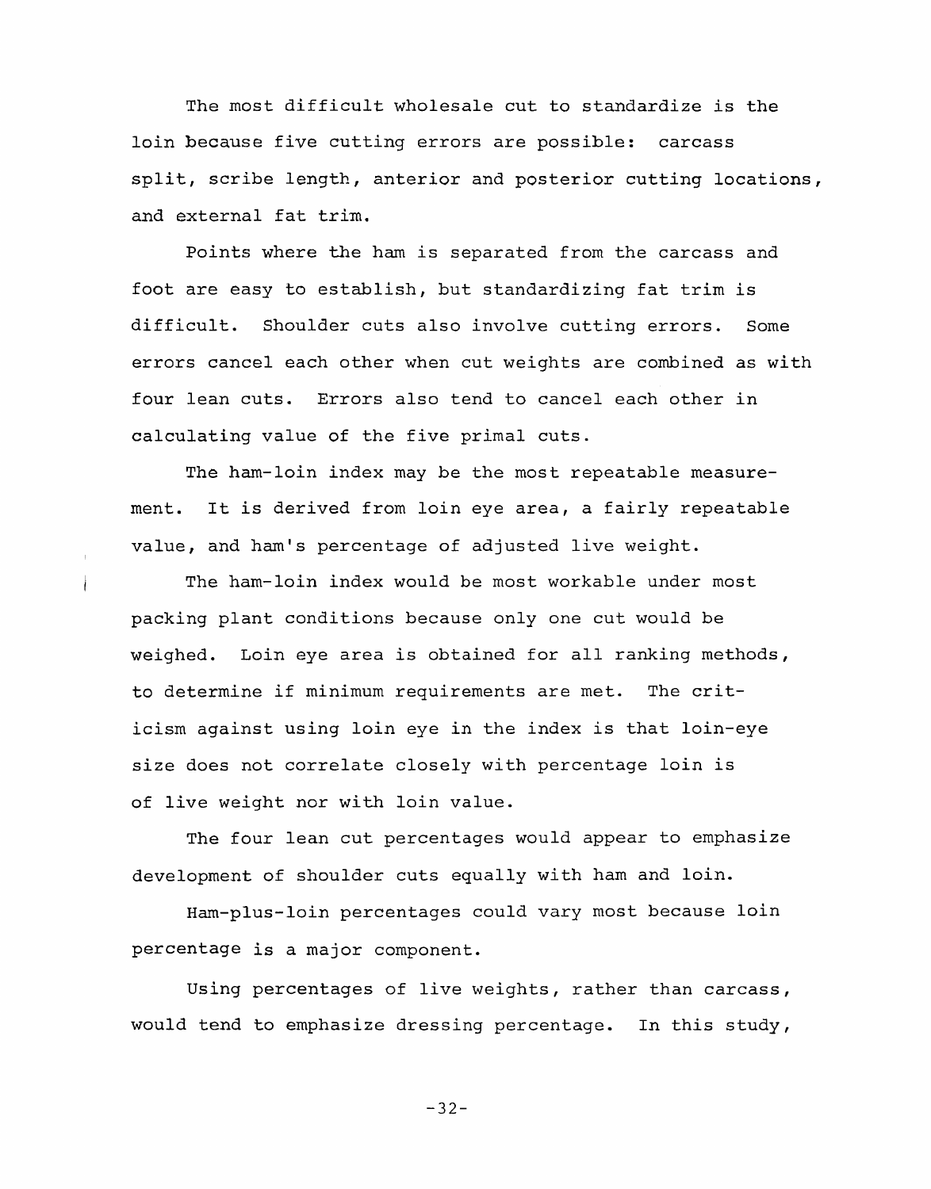The most difficult wholesale cut to standardize is the loin because five cutting errors are possible: carcass split, scribe length, anterior and posterior cutting locations, and external fat trim.

Points where the ham is separated from the carcass and foot are easy to establish, but standardizing fat trim is difficult. Shoulder cuts also involve cutting errors. Some errors cancel each other when cut weights are combined as with four lean cuts. Errors also tend to cancel each other in calculating value of the five primal cuts.

The ham-loin index may be the most repeatable measurement. It is derived from loin eye area, a fairly repeatable value, and ham's percentage of adjusted live weight.

The ham-loin index would be most workable under most packing plant conditions because only one cut would be weighed. Loin eye area is obtained for all ranking methods, to determine if minimum requirements are met. The criticism against using loin eye in the index is that loin-eye size does not correlate closely with percentage loin is of live weight nor with loin value.

The four lean cut percentages would appear to emphasize development of shoulder cuts equally with ham and loin.

Ham-plus-loin percentages could vary most because loin percentage is a major component.

Using percentages of live weights, rather than carcass, would tend to emphasize dressing percentage. In this study,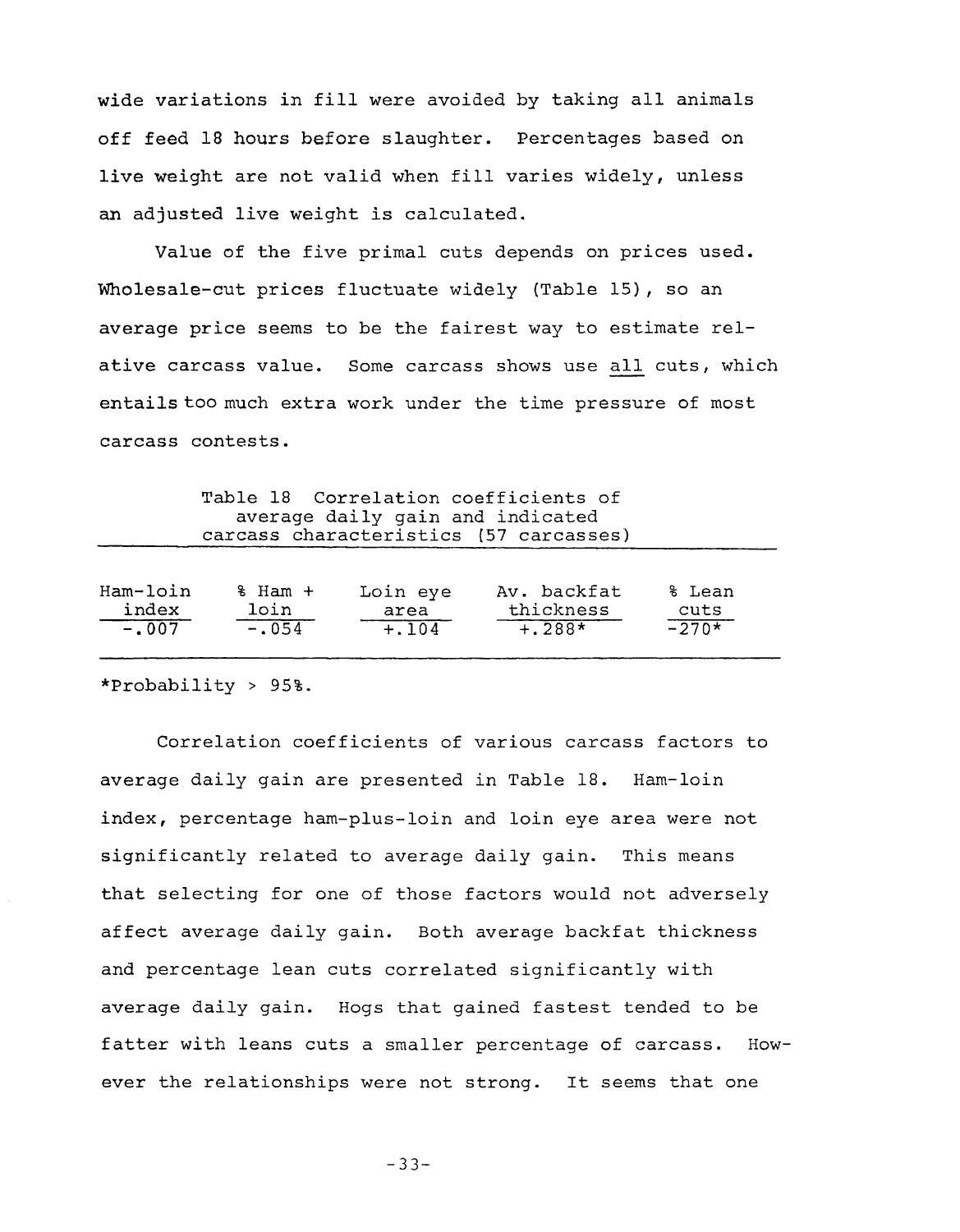wide variations in fill were avoided by taking all animals off feed 18 hours before slaughter. Percentages based on live weight are not valid when fill varies widely, unless an adjusted live weight is calculated.

Value of the five primal cuts depends on prices used. Wholesale-cut prices fluctuate widely (Table 15), so an average price seems to be the fairest way to estimate relative carcass value. Some carcass shows use all cuts, which entails too much extra work under the time pressure of most carcass contests.

Table 18 Correlation coefficients of average daily gain and indicated carcass characteristics (57 carcasses)

| Ham-loin index | % Ham + loin | Loin eye area | Av. backfat thickness | % Lean cuts |
|---|---|---|---|---|
| -.007 | -.054 | +.104 | +.288* | -270* |

*Probability > 95%.

Correlation coefficients of various carcass factors to average daily gain are presented in Table 18. Ham-loin index, percentage ham-plus-loin and loin eye area were not significantly related to average daily gain. This means that selecting for one of those factors would not adversely affect average daily gain. Both average backfat thickness and percentage lean cuts correlated significantly with average daily gain. Hogs that gained fastest tended to be fatter with leans cuts a smaller percentage of carcass. However the relationships were not strong. It seems that one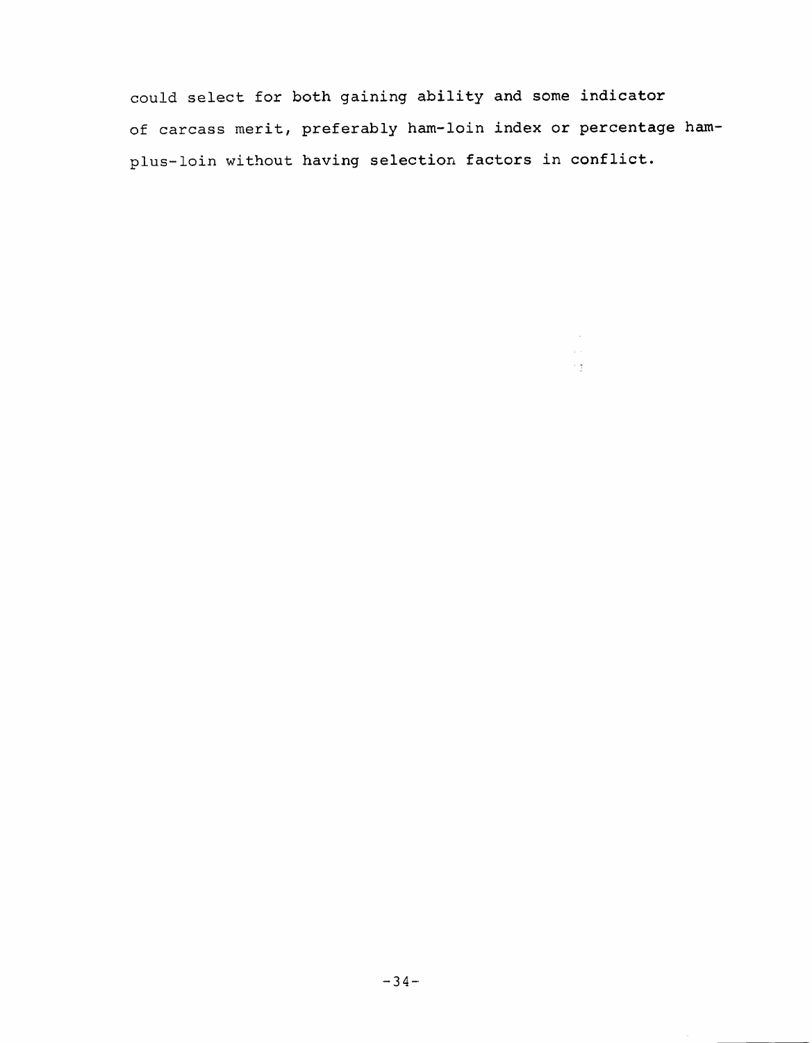could select for both gaining ability and some indicator of carcass merit, preferably ham-loin index or percentage ham-plus-loin without having selection factors in conflict.